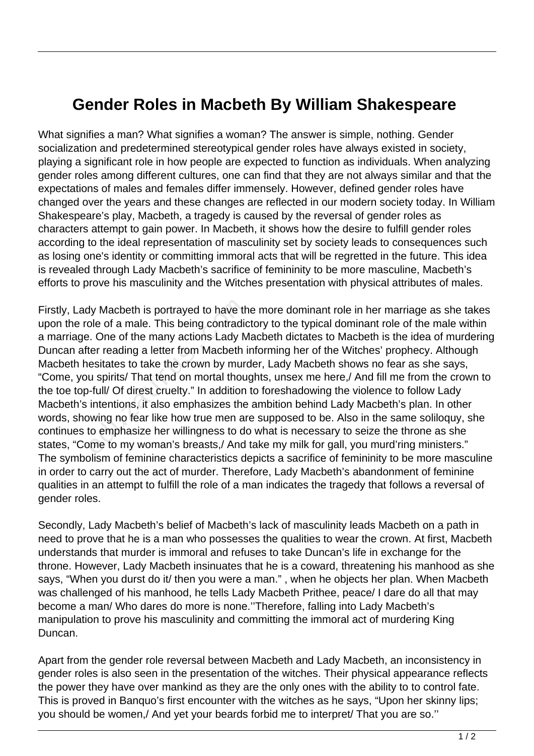# Gender Roles in Macbeth By William Shakespeare

What signifies a man? What signifies a woman? The answer is simple, nothing. Gender socialization and predetermined stereotypical gender roles have always existed in society, playing a significant role in how people are expected to function as individuals. When analyzing gender roles among different cultures, one can find that they are not always similar and that the expectations of males and females differ immensely. However, defined gender roles have changed over the years and these changes are reflected in our modern society today. In William Shakespeare's play, Macbeth, a tragedy is caused by the reversal of gender roles as characters attempt to gain power. In Macbeth, it shows how the desire to fulfill gender roles according to the ideal representation of masculinity set by society leads to consequences such as losing one's identity or committing immoral acts that will be regretted in the future. This idea is revealed through Lady Macbeth's sacrifice of femininity to be more masculine, Macbeth's efforts to prove his masculinity and the Witches presentation with physical attributes of males.

Firstly, Lady Macbeth is portrayed to have the more dominant role in her marriage as she takes upon the role of a male. This being contradictory to the typical dominant role of the male within a marriage. One of the many actions Lady Macbeth dictates to Macbeth is the idea of murdering Duncan after reading a letter from Macbeth informing her of the Witches' prophecy. Although Macbeth hesitates to take the crown by murder, Lady Macbeth shows no fear as she says, "Come, you spirits/ That tend on mortal thoughts, unsex me here,/ And fill me from the crown to the toe top-full/ Of direst cruelty." In addition to foreshadowing the violence to follow Lady Macbeth's intentions, it also emphasizes the ambition behind Lady Macbeth's plan. In other words, showing no fear like how true men are supposed to be. Also in the same soliloquy, she continues to emphasize her willingness to do what is necessary to seize the throne as she states, "Come to my woman's breasts,/ And take my milk for gall, you murd'ring ministers." The symbolism of feminine characteristics depicts a sacrifice of femininity to be more masculine in order to carry out the act of murder. Therefore, Lady Macbeth's abandonment of feminine qualities in an attempt to fulfill the role of a man indicates the tragedy that follows a reversal of gender roles.

Secondly, Lady Macbeth's belief of Macbeth's lack of masculinity leads Macbeth on a path in need to prove that he is a man who possesses the qualities to wear the crown. At first, Macbeth understands that murder is immoral and refuses to take Duncan's life in exchange for the throne. However, Lady Macbeth insinuates that he is a coward, threatening his manhood as she says, "When you durst do it/ then you were a man." , when he objects her plan. When Macbeth was challenged of his manhood, he tells Lady Macbeth Prithee, peace/ I dare do all that may become a man/ Who dares do more is none.''Therefore, falling into Lady Macbeth's manipulation to prove his masculinity and committing the immoral act of murdering King Duncan.

Apart from the gender role reversal between Macbeth and Lady Macbeth, an inconsistency in gender roles is also seen in the presentation of the witches. Their physical appearance reflects the power they have over mankind as they are the only ones with the ability to to control fate. This is proved in Banquo's first encounter with the witches as he says, "Upon her skinny lips; you should be women,/ And yet your beards forbid me to interpret/ That you are so.''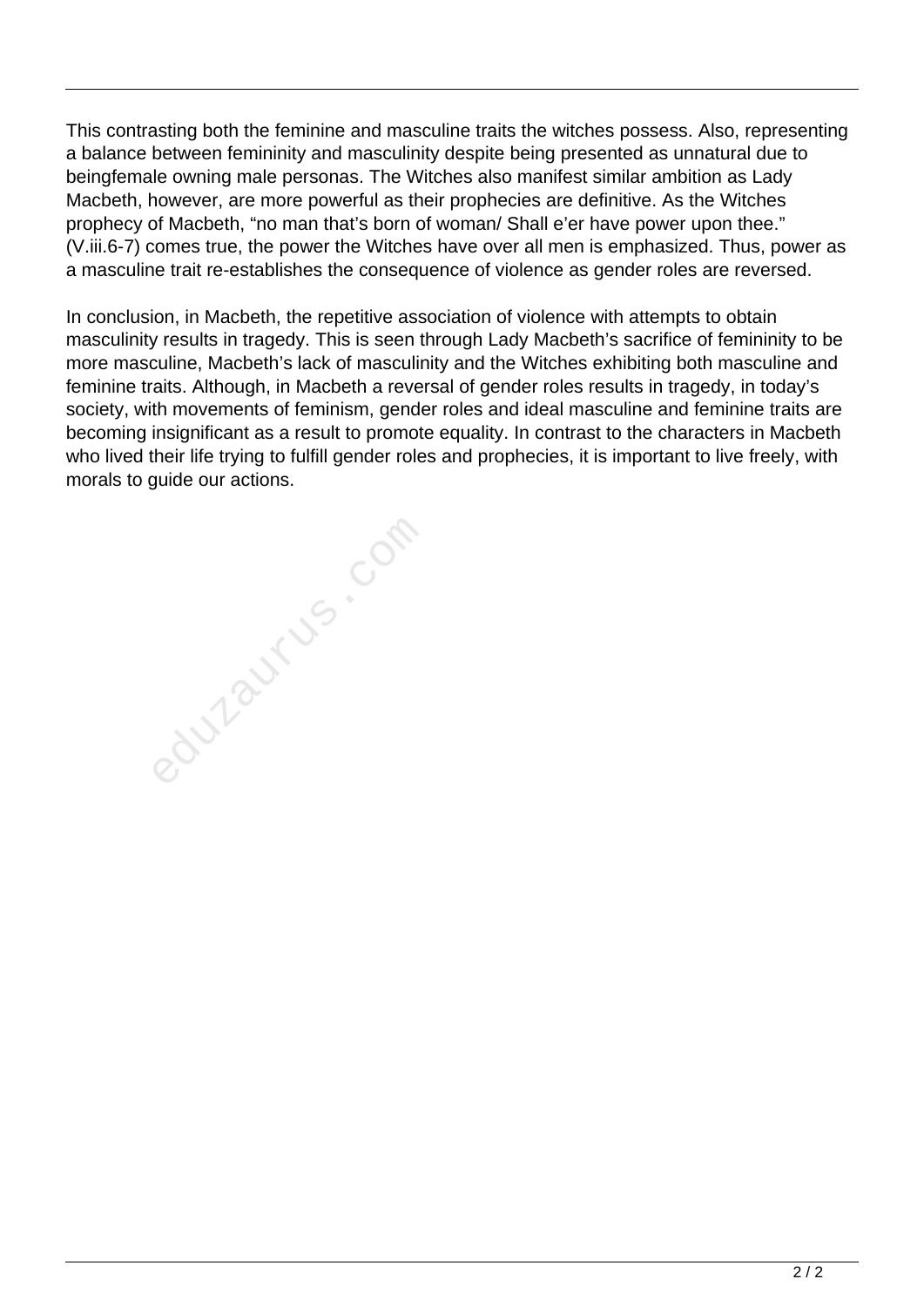This contrasting both the feminine and masculine traits the witches possess. Also, representing a balance between femininity and masculinity despite being presented as unnatural due to beingfemale owning male personas. The Witches also manifest similar ambition as Lady Macbeth, however, are more powerful as their prophecies are definitive. As the Witches prophecy of Macbeth, “no man that’s born of woman/ Shall e’er have power upon thee.” (V.iii.6-7) comes true, the power the Witches have over all men is emphasized. Thus, power as a masculine trait re-establishes the consequence of violence as gender roles are reversed.

In conclusion, in Macbeth, the repetitive association of violence with attempts to obtain masculinity results in tragedy. This is seen through Lady Macbeth’s sacrifice of femininity to be more masculine, Macbeth’s lack of masculinity and the Witches exhibiting both masculine and feminine traits. Although, in Macbeth a reversal of gender roles results in tragedy, in today’s society, with movements of feminism, gender roles and ideal masculine and feminine traits are becoming insignificant as a result to promote equality. In contrast to the characters in Macbeth who lived their life trying to fulfill gender roles and prophecies, it is important to live freely, with morals to guide our actions.